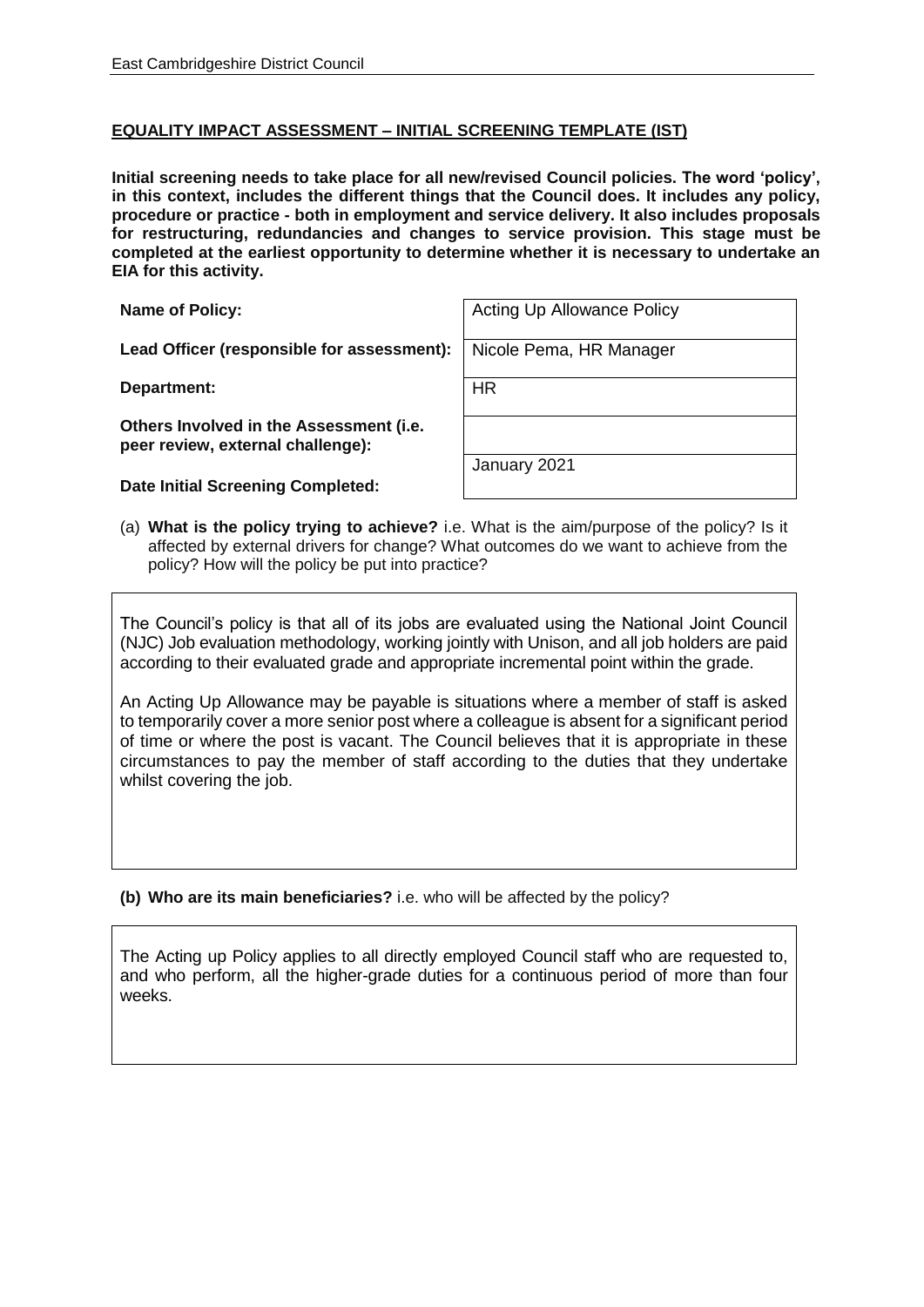## EQUALITY IMPACT ASSESSMENT – INITIAL SCREENING TEMPLATE (IST)

**Initial screening needs to take place for all new/revised Council policies. The word 'policy', in this context, includes the different things that the Council does. It includes any policy, procedure or practice - both in employment and service delivery. It also includes proposals for restructuring, redundancies and changes to service provision. This stage must be completed at the earliest opportunity to determine whether it is necessary to undertake an EIA for this activity.**

| | |
|---|---|
| **Name of Policy:** | Acting Up Allowance Policy |
| **Lead Officer (responsible for assessment):** | Nicole Pema, HR Manager |
| **Department:** | HR |
| **Others Involved in the Assessment (i.e. peer review, external challenge):** | |
| **Date Initial Screening Completed:** | January 2021 |

(a) **What is the policy trying to achieve?** i.e. What is the aim/purpose of the policy? Is it affected by external drivers for change? What outcomes do we want to achieve from the policy? How will the policy be put into practice?

The Council's policy is that all of its jobs are evaluated using the National Joint Council (NJC) Job evaluation methodology, working jointly with Unison, and all job holders are paid according to their evaluated grade and appropriate incremental point within the grade.

An Acting Up Allowance may be payable is situations where a member of staff is asked to temporarily cover a more senior post where a colleague is absent for a significant period of time or where the post is vacant. The Council believes that it is appropriate in these circumstances to pay the member of staff according to the duties that they undertake whilst covering the job.

**(b) Who are its main beneficiaries?** i.e. who will be affected by the policy?

The Acting up Policy applies to all directly employed Council staff who are requested to, and who perform, all the higher-grade duties for a continuous period of more than four weeks.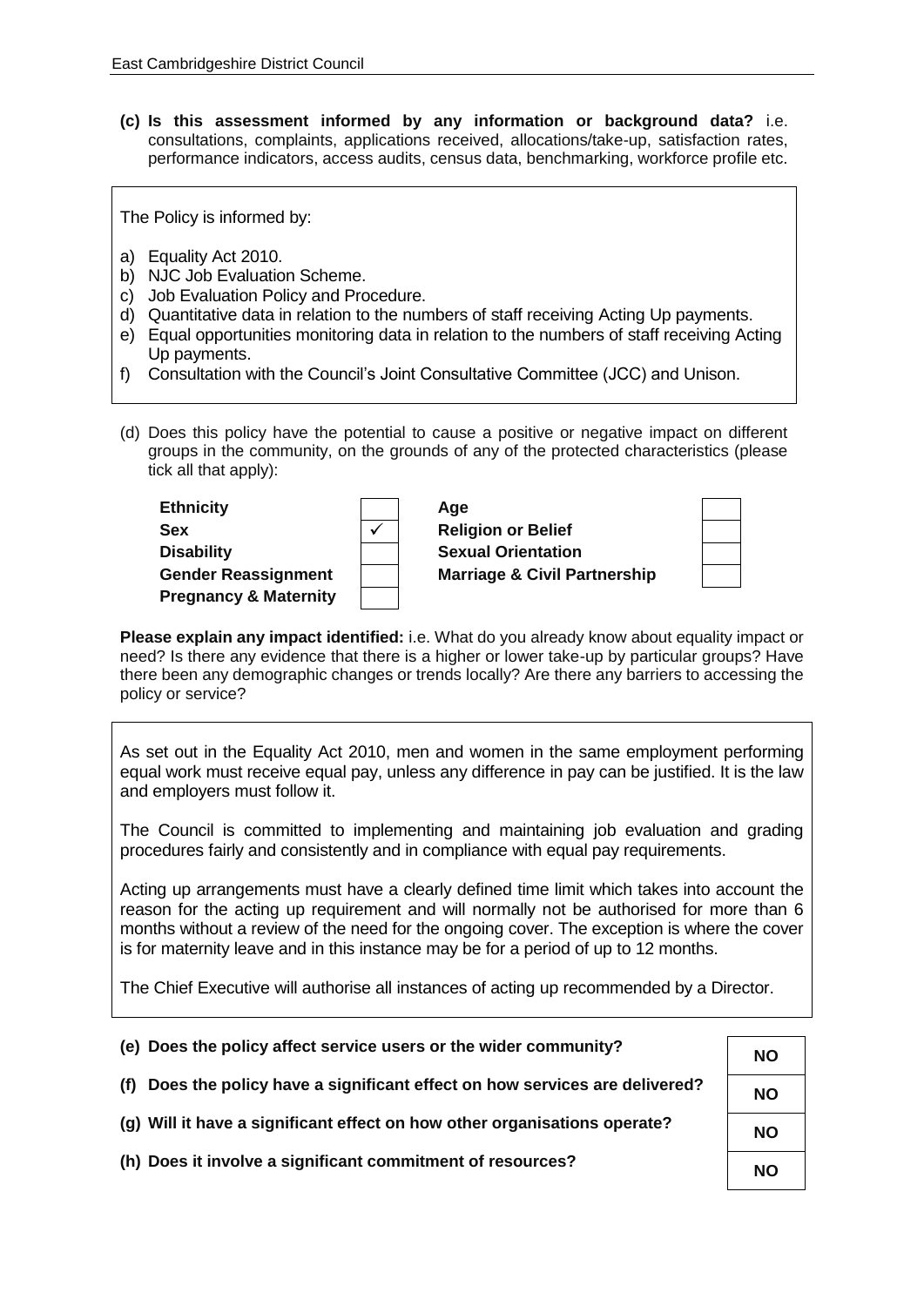**(c) Is this assessment informed by any information or background data?** i.e. consultations, complaints, applications received, allocations/take-up, satisfaction rates, performance indicators, access audits, census data, benchmarking, workforce profile etc.

The Policy is informed by:

a) Equality Act 2010.
b) NJC Job Evaluation Scheme.
c) Job Evaluation Policy and Procedure.
d) Quantitative data in relation to the numbers of staff receiving Acting Up payments.
e) Equal opportunities monitoring data in relation to the numbers of staff receiving Acting Up payments.
f) Consultation with the Council's Joint Consultative Committee (JCC) and Unison.

(d) Does this policy have the potential to cause a positive or negative impact on different groups in the community, on the grounds of any of the protected characteristics (please tick all that apply):

| | | | |
|---|---|---|---|
| **Ethnicity** | | **Age** | |
| **Sex** | ✓ | **Religion or Belief** | |
| **Disability** | | **Sexual Orientation** | |
| **Gender Reassignment** | | **Marriage & Civil Partnership** | |
| **Pregnancy & Maternity** | | | |

**Please explain any impact identified:** i.e. What do you already know about equality impact or need? Is there any evidence that there is a higher or lower take-up by particular groups? Have there been any demographic changes or trends locally? Are there any barriers to accessing the policy or service?

As set out in the Equality Act 2010, men and women in the same employment performing equal work must receive equal pay, unless any difference in pay can be justified. It is the law and employers must follow it.

The Council is committed to implementing and maintaining job evaluation and grading procedures fairly and consistently and in compliance with equal pay requirements.

Acting up arrangements must have a clearly defined time limit which takes into account the reason for the acting up requirement and will normally not be authorised for more than 6 months without a review of the need for the ongoing cover. The exception is where the cover is for maternity leave and in this instance may be for a period of up to 12 months.

The Chief Executive will authorise all instances of acting up recommended by a Director.

| | |
|---|---|
| **(e) Does the policy affect service users or the wider community?** | **NO** |
| **(f) Does the policy have a significant effect on how services are delivered?** | **NO** |
| **(g) Will it have a significant effect on how other organisations operate?** | **NO** |
| **(h) Does it involve a significant commitment of resources?** | **NO** |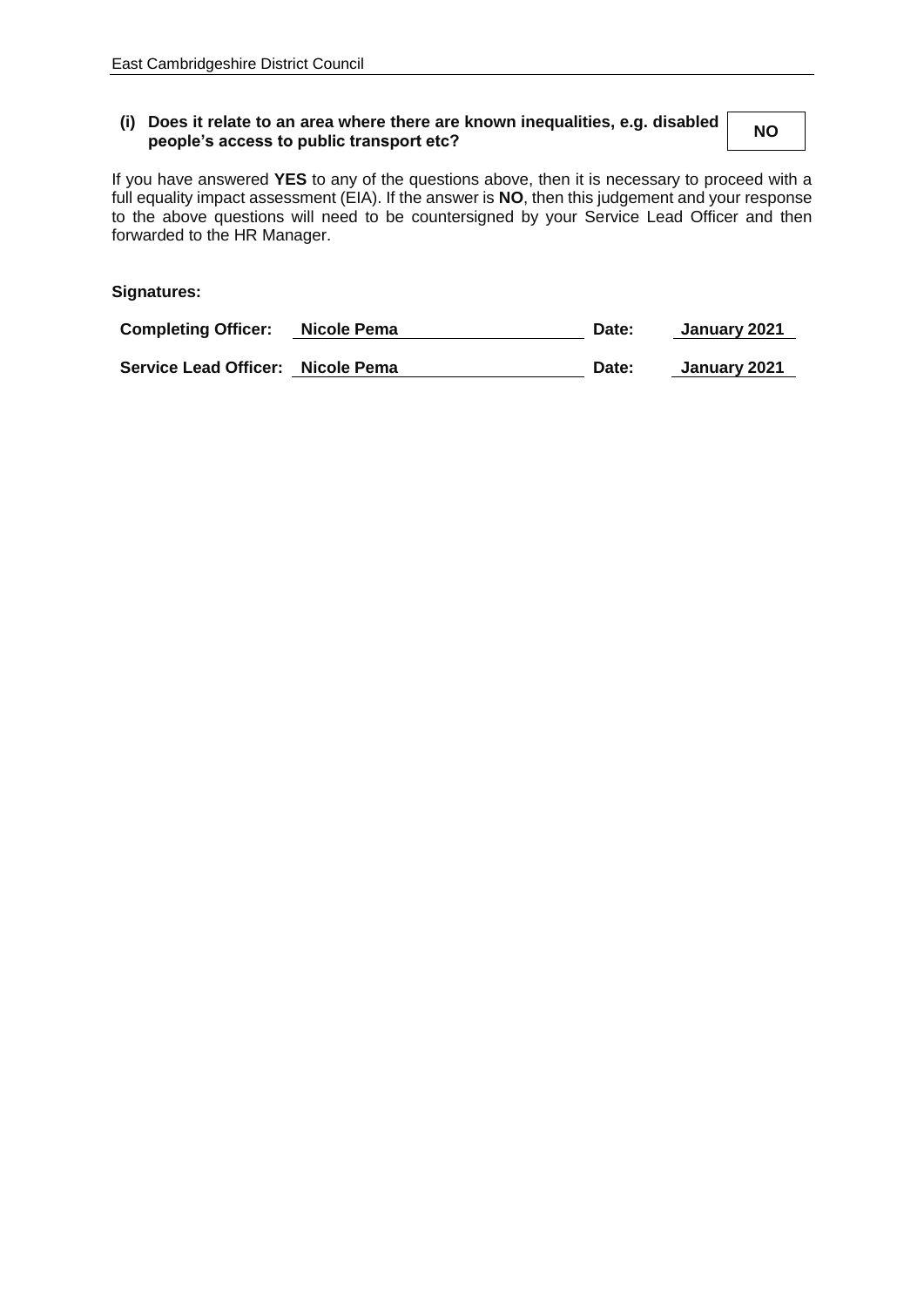**(i) Does it relate to an area where there are known inequalities, e.g. disabled people's access to public transport etc?** **NO**

If you have answered **YES** to any of the questions above, then it is necessary to proceed with a full equality impact assessment (EIA). If the answer is **NO**, then this judgement and your response to the above questions will need to be countersigned by your Service Lead Officer and then forwarded to the HR Manager.

**Signatures:**

| | | | |
|---|---|---|---|
| **Completing Officer:** | **Nicole Pema** | **Date:** | **January 2021** |
| **Service Lead Officer:** | **Nicole Pema** | **Date:** | **January 2021** |